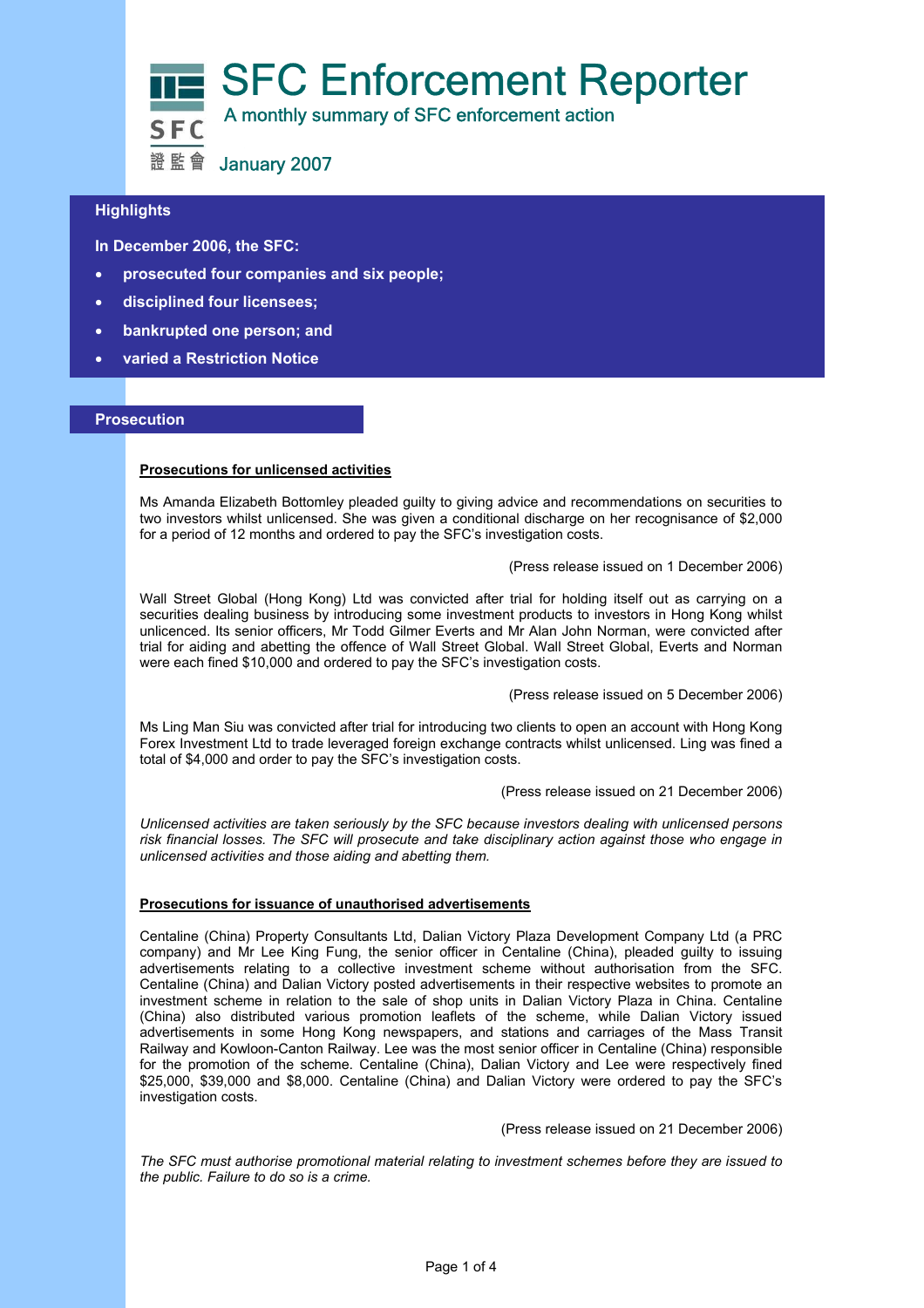# SFC Enforcement Reporter

A monthly summary of SFC enforcement action

SFC 證監會

January 2007

## Highlights

**In December 2006, the SFC:**

- **prosecuted four companies and six people;**
- **disciplined four licensees;**
- **bankrupted one person; and**
- **varied a Restriction Notice**

## Prosecution

### Prosecutions for unlicensed activities

Ms Amanda Elizabeth Bottomley pleaded guilty to giving advice and recommendations on securities to two investors whilst unlicensed. She was given a conditional discharge on her recognisance of $2,000 for a period of 12 months and ordered to pay the SFC's investigation costs.

(Press release issued on 1 December 2006)

Wall Street Global (Hong Kong) Ltd was convicted after trial for holding itself out as carrying on a securities dealing business by introducing some investment products to investors in Hong Kong whilst unlicenced. Its senior officers, Mr Todd Gilmer Everts and Mr Alan John Norman, were convicted after trial for aiding and abetting the offence of Wall Street Global. Wall Street Global, Everts and Norman were each fined $10,000 and ordered to pay the SFC's investigation costs.

(Press release issued on 5 December 2006)

Ms Ling Man Siu was convicted after trial for introducing two clients to open an account with Hong Kong Forex Investment Ltd to trade leveraged foreign exchange contracts whilst unlicensed. Ling was fined a total of $4,000 and order to pay the SFC's investigation costs.

(Press release issued on 21 December 2006)

*Unlicensed activities are taken seriously by the SFC because investors dealing with unlicensed persons risk financial losses. The SFC will prosecute and take disciplinary action against those who engage in unlicensed activities and those aiding and abetting them.*

### Prosecutions for issuance of unauthorised advertisements

Centaline (China) Property Consultants Ltd, Dalian Victory Plaza Development Company Ltd (a PRC company) and Mr Lee King Fung, the senior officer in Centaline (China), pleaded guilty to issuing advertisements relating to a collective investment scheme without authorisation from the SFC. Centaline (China) and Dalian Victory posted advertisements in their respective websites to promote an investment scheme in relation to the sale of shop units in Dalian Victory Plaza in China. Centaline (China) also distributed various promotion leaflets of the scheme, while Dalian Victory issued advertisements in some Hong Kong newspapers, and stations and carriages of the Mass Transit Railway and Kowloon-Canton Railway. Lee was the most senior officer in Centaline (China) responsible for the promotion of the scheme. Centaline (China), Dalian Victory and Lee were respectively fined $25,000, $39,000 and $8,000. Centaline (China) and Dalian Victory were ordered to pay the SFC's investigation costs.

(Press release issued on 21 December 2006)

*The SFC must authorise promotional material relating to investment schemes before they are issued to the public. Failure to do so is a crime.*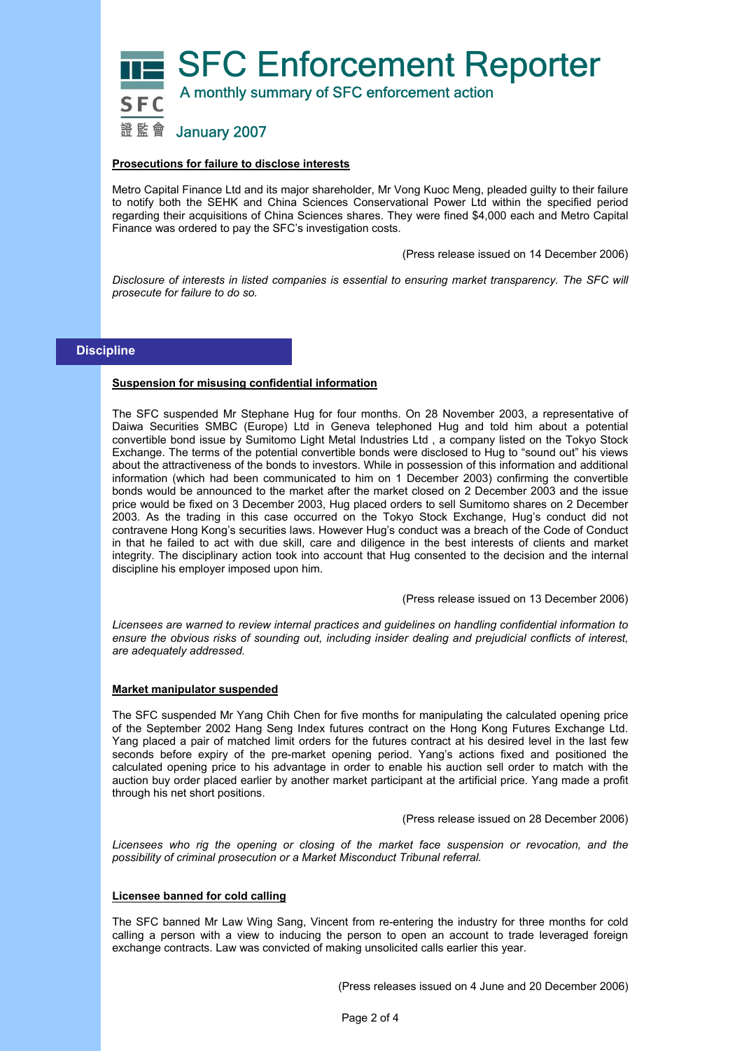# SFC Enforcement Reporter

A monthly summary of SFC enforcement action

January 2007

**Prosecutions for failure to disclose interests**

Metro Capital Finance Ltd and its major shareholder, Mr Vong Kuoc Meng, pleaded guilty to their failure to notify both the SEHK and China Sciences Conservational Power Ltd within the specified period regarding their acquisitions of China Sciences shares. They were fined $4,000 each and Metro Capital Finance was ordered to pay the SFC's investigation costs.

(Press release issued on 14 December 2006)

*Disclosure of interests in listed companies is essential to ensuring market transparency. The SFC will prosecute for failure to do so.*

## Discipline

**Suspension for misusing confidential information**

The SFC suspended Mr Stephane Hug for four months. On 28 November 2003, a representative of Daiwa Securities SMBC (Europe) Ltd in Geneva telephoned Hug and told him about a potential convertible bond issue by Sumitomo Light Metal Industries Ltd , a company listed on the Tokyo Stock Exchange. The terms of the potential convertible bonds were disclosed to Hug to "sound out" his views about the attractiveness of the bonds to investors. While in possession of this information and additional information (which had been communicated to him on 1 December 2003) confirming the convertible bonds would be announced to the market after the market closed on 2 December 2003 and the issue price would be fixed on 3 December 2003, Hug placed orders to sell Sumitomo shares on 2 December 2003. As the trading in this case occurred on the Tokyo Stock Exchange, Hug's conduct did not contravene Hong Kong's securities laws. However Hug's conduct was a breach of the Code of Conduct in that he failed to act with due skill, care and diligence in the best interests of clients and market integrity. The disciplinary action took into account that Hug consented to the decision and the internal discipline his employer imposed upon him.

(Press release issued on 13 December 2006)

*Licensees are warned to review internal practices and guidelines on handling confidential information to ensure the obvious risks of sounding out, including insider dealing and prejudicial conflicts of interest, are adequately addressed.*

**Market manipulator suspended**

The SFC suspended Mr Yang Chih Chen for five months for manipulating the calculated opening price of the September 2002 Hang Seng Index futures contract on the Hong Kong Futures Exchange Ltd. Yang placed a pair of matched limit orders for the futures contract at his desired level in the last few seconds before expiry of the pre-market opening period. Yang's actions fixed and positioned the calculated opening price to his advantage in order to enable his auction sell order to match with the auction buy order placed earlier by another market participant at the artificial price. Yang made a profit through his net short positions.

(Press release issued on 28 December 2006)

*Licensees who rig the opening or closing of the market face suspension or revocation, and the possibility of criminal prosecution or a Market Misconduct Tribunal referral.*

**Licensee banned for cold calling**

The SFC banned Mr Law Wing Sang, Vincent from re-entering the industry for three months for cold calling a person with a view to inducing the person to open an account to trade leveraged foreign exchange contracts. Law was convicted of making unsolicited calls earlier this year.

(Press releases issued on 4 June and 20 December 2006)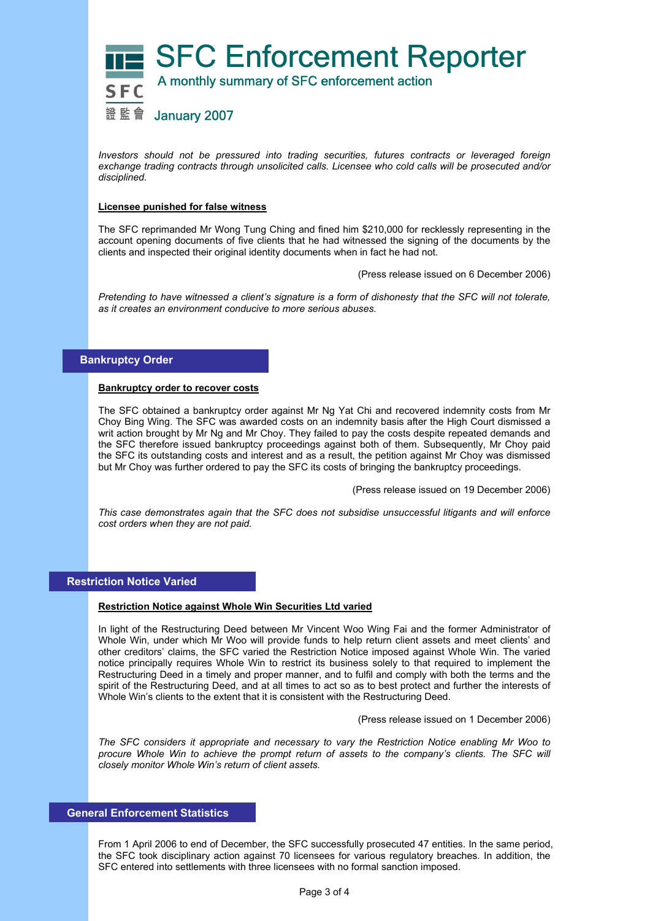# SFC Enforcement Reporter

A monthly summary of SFC enforcement action

January 2007

*Investors should not be pressured into trading securities, futures contracts or leveraged foreign exchange trading contracts through unsolicited calls. Licensee who cold calls will be prosecuted and/or disciplined.*

**Licensee punished for false witness**

The SFC reprimanded Mr Wong Tung Ching and fined him $210,000 for recklessly representing in the account opening documents of five clients that he had witnessed the signing of the documents by the clients and inspected their original identity documents when in fact he had not.

(Press release issued on 6 December 2006)

*Pretending to have witnessed a client's signature is a form of dishonesty that the SFC will not tolerate, as it creates an environment conducive to more serious abuses.*

## Bankruptcy Order

**Bankruptcy order to recover costs**

The SFC obtained a bankruptcy order against Mr Ng Yat Chi and recovered indemnity costs from Mr Choy Bing Wing. The SFC was awarded costs on an indemnity basis after the High Court dismissed a writ action brought by Mr Ng and Mr Choy. They failed to pay the costs despite repeated demands and the SFC therefore issued bankruptcy proceedings against both of them. Subsequently, Mr Choy paid the SFC its outstanding costs and interest and as a result, the petition against Mr Choy was dismissed but Mr Choy was further ordered to pay the SFC its costs of bringing the bankruptcy proceedings.

(Press release issued on 19 December 2006)

*This case demonstrates again that the SFC does not subsidise unsuccessful litigants and will enforce cost orders when they are not paid.*

## Restriction Notice Varied

**Restriction Notice against Whole Win Securities Ltd varied**

In light of the Restructuring Deed between Mr Vincent Woo Wing Fai and the former Administrator of Whole Win, under which Mr Woo will provide funds to help return client assets and meet clients' and other creditors' claims, the SFC varied the Restriction Notice imposed against Whole Win. The varied notice principally requires Whole Win to restrict its business solely to that required to implement the Restructuring Deed in a timely and proper manner, and to fulfil and comply with both the terms and the spirit of the Restructuring Deed, and at all times to act so as to best protect and further the interests of Whole Win's clients to the extent that it is consistent with the Restructuring Deed.

(Press release issued on 1 December 2006)

*The SFC considers it appropriate and necessary to vary the Restriction Notice enabling Mr Woo to procure Whole Win to achieve the prompt return of assets to the company's clients. The SFC will closely monitor Whole Win's return of client assets.*

## General Enforcement Statistics

From 1 April 2006 to end of December, the SFC successfully prosecuted 47 entities. In the same period, the SFC took disciplinary action against 70 licensees for various regulatory breaches. In addition, the SFC entered into settlements with three licensees with no formal sanction imposed.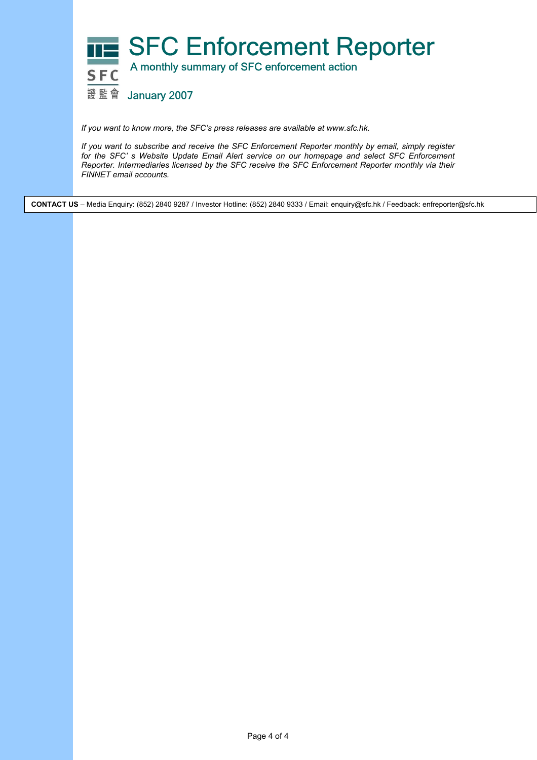# SFC Enforcement Reporter

A monthly summary of SFC enforcement action

SFC 證監會

January 2007

*If you want to know more, the SFC's press releases are available at www.sfc.hk.*

*If you want to subscribe and receive the SFC Enforcement Reporter monthly by email, simply register for the SFC' s Website Update Email Alert service on our homepage and select SFC Enforcement Reporter. Intermediaries licensed by the SFC receive the SFC Enforcement Reporter monthly via their FINNET email accounts.*

**CONTACT US** – Media Enquiry: (852) 2840 9287 / Investor Hotline: (852) 2840 9333 / Email: enquiry@sfc.hk / Feedback: enfreporter@sfc.hk